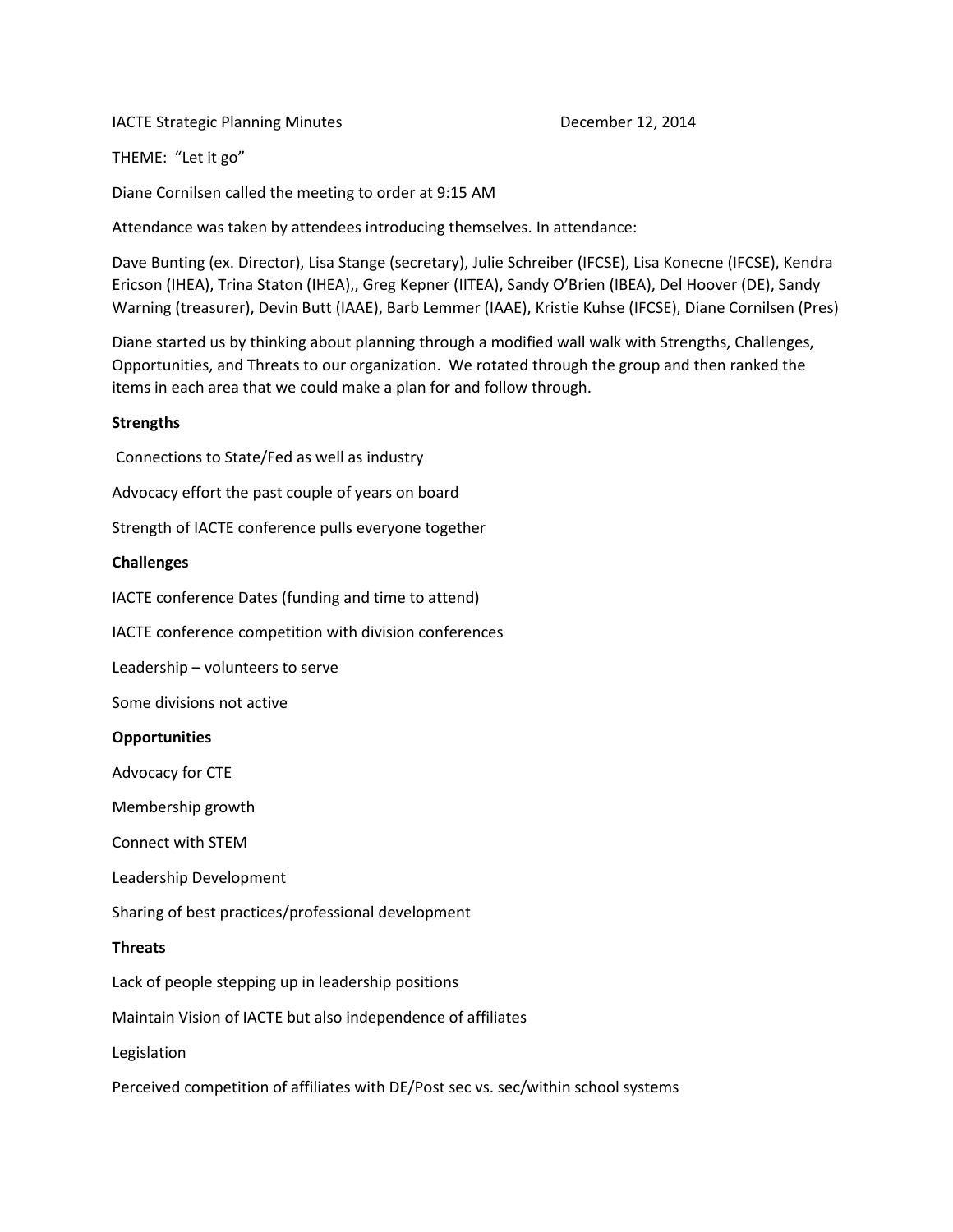IACTE Strategic Planning Minutes December 12, 2014

THEME: "Let it go"

Diane Cornilsen called the meeting to order at 9:15 AM

Attendance was taken by attendees introducing themselves. In attendance:

Dave Bunting (ex. Director), Lisa Stange (secretary), Julie Schreiber (IFCSE), Lisa Konecne (IFCSE), Kendra Ericson (IHEA), Trina Staton (IHEA),, Greg Kepner (IITEA), Sandy O'Brien (IBEA), Del Hoover (DE), Sandy Warning (treasurer), Devin Butt (IAAE), Barb Lemmer (IAAE), Kristie Kuhse (IFCSE), Diane Cornilsen (Pres)

Diane started us by thinking about planning through a modified wall walk with Strengths, Challenges, Opportunities, and Threats to our organization. We rotated through the group and then ranked the items in each area that we could make a plan for and follow through.

**Strengths**

Connections to State/Fed as well as industry

Advocacy effort the past couple of years on board

Strength of IACTE conference pulls everyone together

**Challenges**

IACTE conference Dates (funding and time to attend)

IACTE conference competition with division conferences

Leadership – volunteers to serve

Some divisions not active

**Opportunities**

Advocacy for CTE

Membership growth

Connect with STEM

Leadership Development

Sharing of best practices/professional development

**Threats**

Lack of people stepping up in leadership positions

Maintain Vision of IACTE but also independence of affiliates

Legislation

Perceived competition of affiliates with DE/Post sec vs. sec/within school systems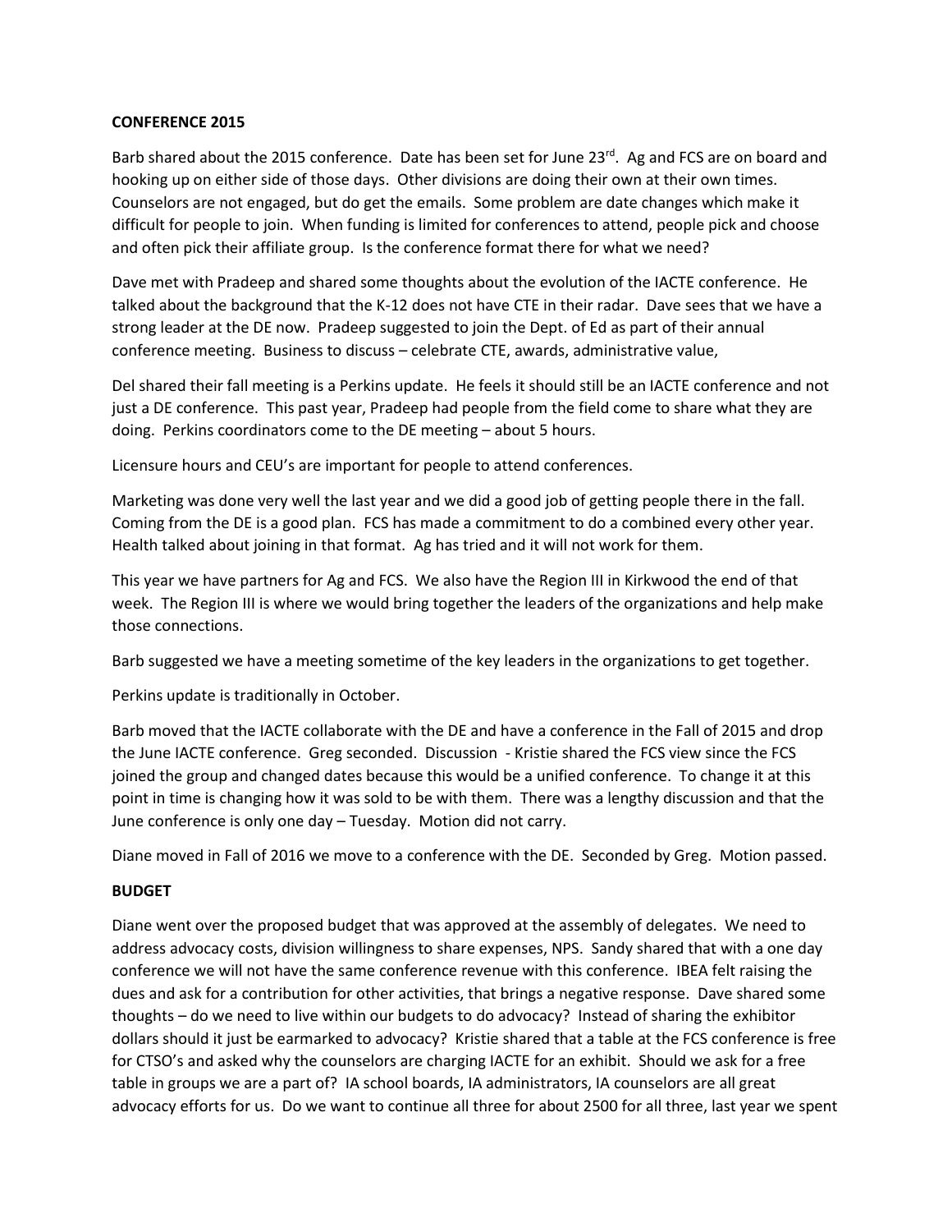**CONFERENCE 2015**

Barb shared about the 2015 conference. Date has been set for June 23rd. Ag and FCS are on board and hooking up on either side of those days. Other divisions are doing their own at their own times. Counselors are not engaged, but do get the emails. Some problem are date changes which make it difficult for people to join. When funding is limited for conferences to attend, people pick and choose and often pick their affiliate group. Is the conference format there for what we need?

Dave met with Pradeep and shared some thoughts about the evolution of the IACTE conference. He talked about the background that the K-12 does not have CTE in their radar. Dave sees that we have a strong leader at the DE now. Pradeep suggested to join the Dept. of Ed as part of their annual conference meeting. Business to discuss – celebrate CTE, awards, administrative value,

Del shared their fall meeting is a Perkins update. He feels it should still be an IACTE conference and not just a DE conference. This past year, Pradeep had people from the field come to share what they are doing. Perkins coordinators come to the DE meeting – about 5 hours.

Licensure hours and CEU's are important for people to attend conferences.

Marketing was done very well the last year and we did a good job of getting people there in the fall. Coming from the DE is a good plan. FCS has made a commitment to do a combined every other year. Health talked about joining in that format. Ag has tried and it will not work for them.

This year we have partners for Ag and FCS. We also have the Region III in Kirkwood the end of that week. The Region III is where we would bring together the leaders of the organizations and help make those connections.

Barb suggested we have a meeting sometime of the key leaders in the organizations to get together.

Perkins update is traditionally in October.

Barb moved that the IACTE collaborate with the DE and have a conference in the Fall of 2015 and drop the June IACTE conference. Greg seconded. Discussion - Kristie shared the FCS view since the FCS joined the group and changed dates because this would be a unified conference. To change it at this point in time is changing how it was sold to be with them. There was a lengthy discussion and that the June conference is only one day – Tuesday. Motion did not carry.

Diane moved in Fall of 2016 we move to a conference with the DE. Seconded by Greg. Motion passed.

**BUDGET**

Diane went over the proposed budget that was approved at the assembly of delegates. We need to address advocacy costs, division willingness to share expenses, NPS. Sandy shared that with a one day conference we will not have the same conference revenue with this conference. IBEA felt raising the dues and ask for a contribution for other activities, that brings a negative response. Dave shared some thoughts – do we need to live within our budgets to do advocacy? Instead of sharing the exhibitor dollars should it just be earmarked to advocacy? Kristie shared that a table at the FCS conference is free for CTSO's and asked why the counselors are charging IACTE for an exhibit. Should we ask for a free table in groups we are a part of? IA school boards, IA administrators, IA counselors are all great advocacy efforts for us. Do we want to continue all three for about 2500 for all three, last year we spent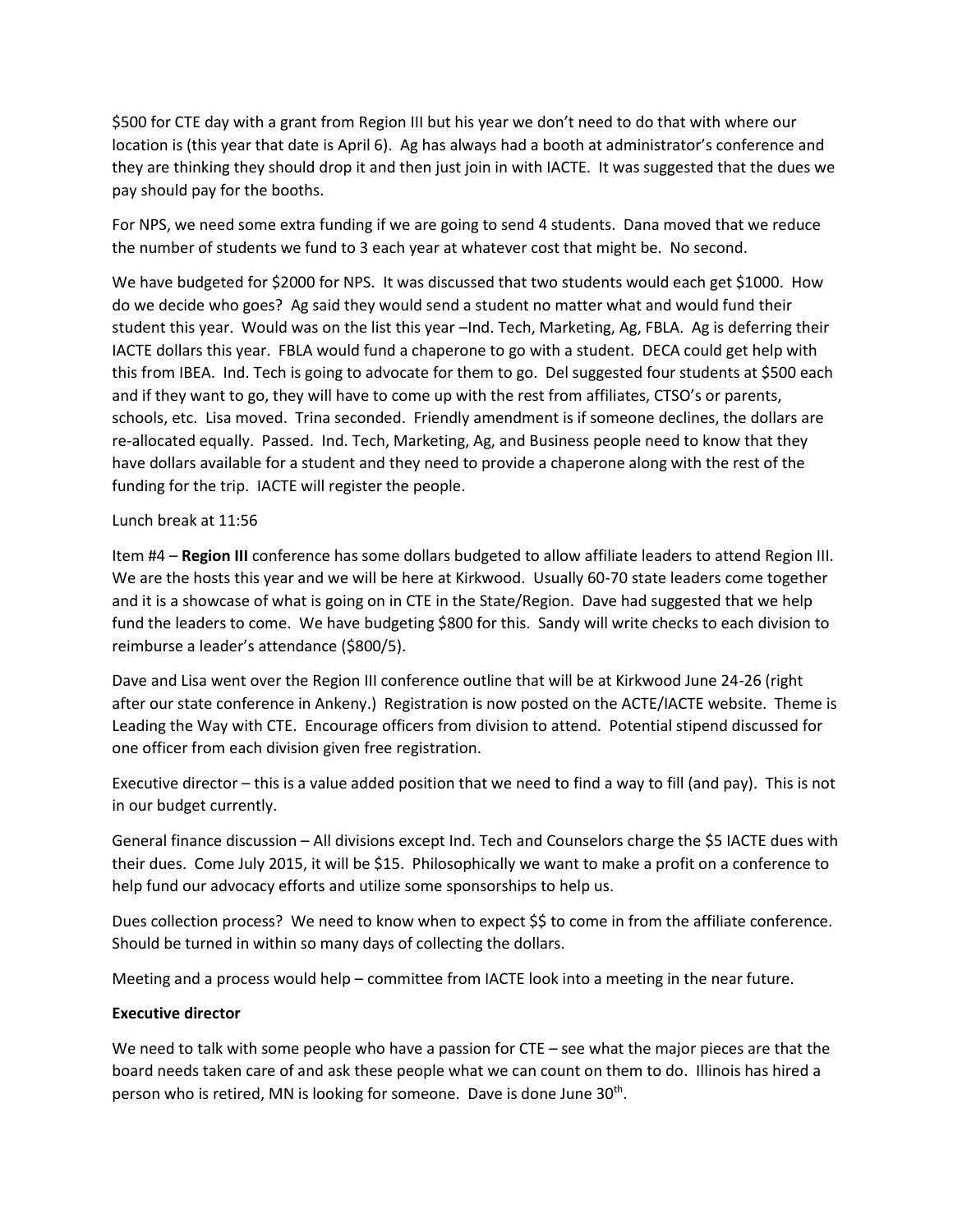$500 for CTE day with a grant from Region III but his year we don't need to do that with where our location is (this year that date is April 6). Ag has always had a booth at administrator's conference and they are thinking they should drop it and then just join in with IACTE. It was suggested that the dues we pay should pay for the booths.

For NPS, we need some extra funding if we are going to send 4 students. Dana moved that we reduce the number of students we fund to 3 each year at whatever cost that might be. No second.

We have budgeted for $2000 for NPS. It was discussed that two students would each get $1000. How do we decide who goes? Ag said they would send a student no matter what and would fund their student this year. Would was on the list this year –Ind. Tech, Marketing, Ag, FBLA. Ag is deferring their IACTE dollars this year. FBLA would fund a chaperone to go with a student. DECA could get help with this from IBEA. Ind. Tech is going to advocate for them to go. Del suggested four students at $500 each and if they want to go, they will have to come up with the rest from affiliates, CTSO's or parents, schools, etc. Lisa moved. Trina seconded. Friendly amendment is if someone declines, the dollars are re-allocated equally. Passed. Ind. Tech, Marketing, Ag, and Business people need to know that they have dollars available for a student and they need to provide a chaperone along with the rest of the funding for the trip. IACTE will register the people.

Lunch break at 11:56

Item #4 – **Region III** conference has some dollars budgeted to allow affiliate leaders to attend Region III. We are the hosts this year and we will be here at Kirkwood. Usually 60-70 state leaders come together and it is a showcase of what is going on in CTE in the State/Region. Dave had suggested that we help fund the leaders to come. We have budgeting $800 for this. Sandy will write checks to each division to reimburse a leader's attendance ($800/5).

Dave and Lisa went over the Region III conference outline that will be at Kirkwood June 24-26 (right after our state conference in Ankeny.) Registration is now posted on the ACTE/IACTE website. Theme is Leading the Way with CTE. Encourage officers from division to attend. Potential stipend discussed for one officer from each division given free registration.

Executive director – this is a value added position that we need to find a way to fill (and pay). This is not in our budget currently.

General finance discussion – All divisions except Ind. Tech and Counselors charge the $5 IACTE dues with their dues. Come July 2015, it will be $15. Philosophically we want to make a profit on a conference to help fund our advocacy efforts and utilize some sponsorships to help us.

Dues collection process? We need to know when to expect $$ to come in from the affiliate conference. Should be turned in within so many days of collecting the dollars.

Meeting and a process would help – committee from IACTE look into a meeting in the near future.

**Executive director**

We need to talk with some people who have a passion for CTE – see what the major pieces are that the board needs taken care of and ask these people what we can count on them to do. Illinois has hired a person who is retired, MN is looking for someone. Dave is done June 30th.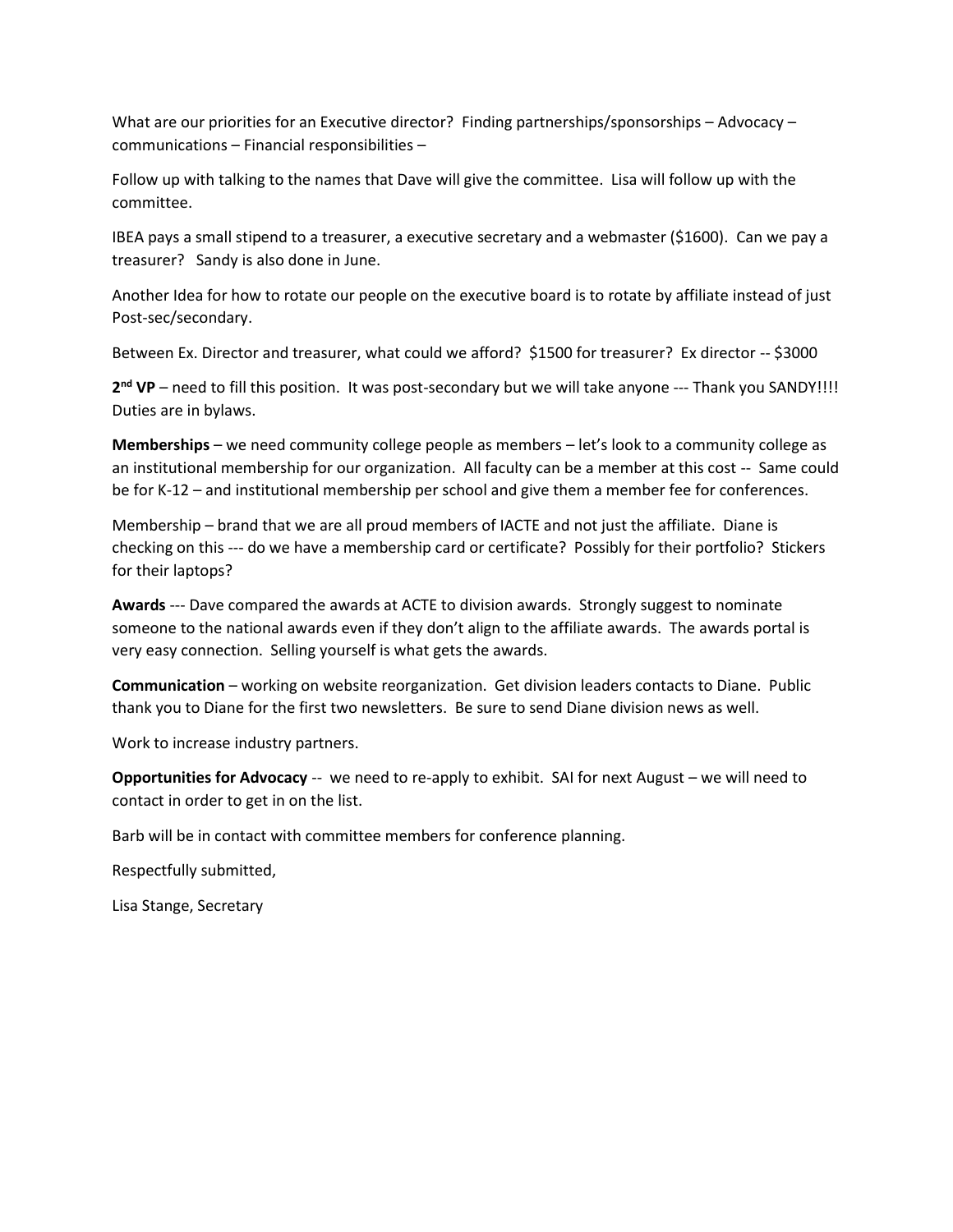What are our priorities for an Executive director? Finding partnerships/sponsorships – Advocacy – communications – Financial responsibilities –

Follow up with talking to the names that Dave will give the committee. Lisa will follow up with the committee.

IBEA pays a small stipend to a treasurer, a executive secretary and a webmaster ($1600). Can we pay a treasurer? Sandy is also done in June.

Another Idea for how to rotate our people on the executive board is to rotate by affiliate instead of just Post-sec/secondary.

Between Ex. Director and treasurer, what could we afford? $1500 for treasurer? Ex director -- $3000

**2nd VP** – need to fill this position. It was post-secondary but we will take anyone --- Thank you SANDY!!!! Duties are in bylaws.

**Memberships** – we need community college people as members – let's look to a community college as an institutional membership for our organization. All faculty can be a member at this cost -- Same could be for K-12 – and institutional membership per school and give them a member fee for conferences.

Membership – brand that we are all proud members of IACTE and not just the affiliate. Diane is checking on this --- do we have a membership card or certificate? Possibly for their portfolio? Stickers for their laptops?

**Awards** --- Dave compared the awards at ACTE to division awards. Strongly suggest to nominate someone to the national awards even if they don't align to the affiliate awards. The awards portal is very easy connection. Selling yourself is what gets the awards.

**Communication** – working on website reorganization. Get division leaders contacts to Diane. Public thank you to Diane for the first two newsletters. Be sure to send Diane division news as well.

Work to increase industry partners.

**Opportunities for Advocacy** -- we need to re-apply to exhibit. SAI for next August – we will need to contact in order to get in on the list.

Barb will be in contact with committee members for conference planning.

Respectfully submitted,

Lisa Stange, Secretary